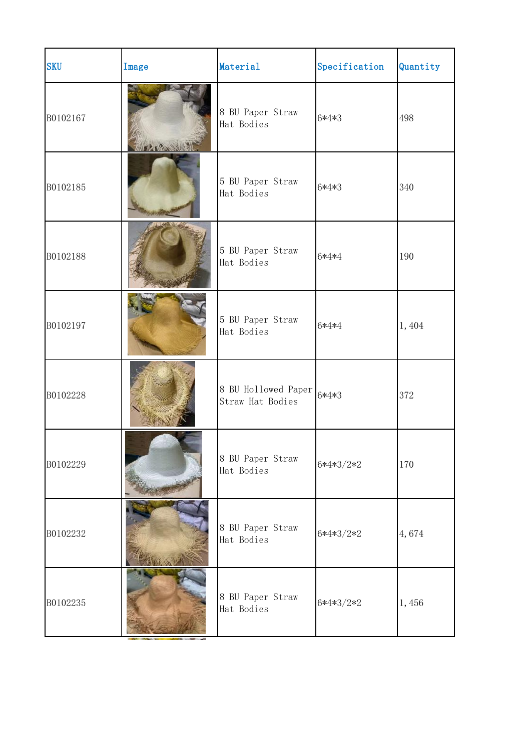| SKU | Image | Material | Specification | Quantity |
|---|---|---|---|---|
| B0102167 | | 8 BU Paper Straw Hat Bodies | 6*4*3 | 498 |
| B0102185 | | 5 BU Paper Straw Hat Bodies | 6*4*3 | 340 |
| B0102188 | | 5 BU Paper Straw Hat Bodies | 6*4*4 | 190 |
| B0102197 | | 5 BU Paper Straw Hat Bodies | 6*4*4 | 1,404 |
| B0102228 | | 8 BU Hollowed Paper Straw Hat Bodies | 6*4*3 | 372 |
| B0102229 | | 8 BU Paper Straw Hat Bodies | 6*4*3/2*2 | 170 |
| B0102232 | | 8 BU Paper Straw Hat Bodies | 6*4*3/2*2 | 4,674 |
| B0102235 | | 8 BU Paper Straw Hat Bodies | 6*4*3/2*2 | 1,456 |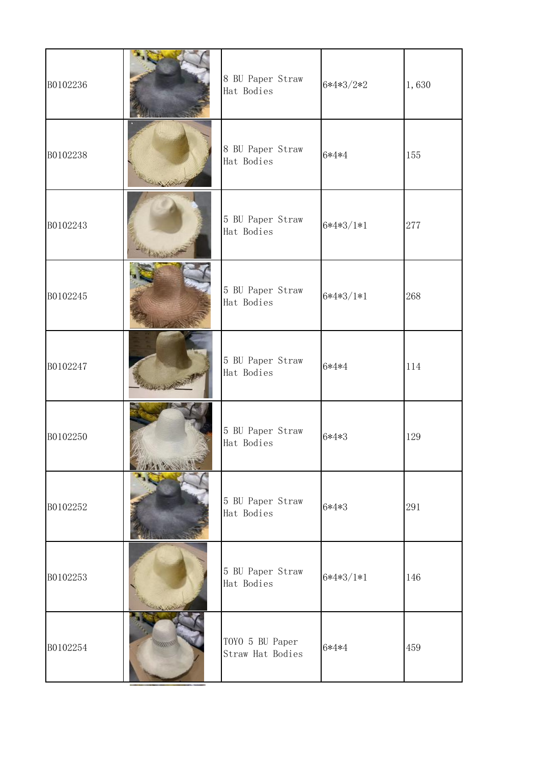| | | | | |
|---|---|---|---|---|
| B0102236 | | 8 BU Paper Straw Hat Bodies | 6*4*3/2*2 | 1,630 |
| B0102238 | | 8 BU Paper Straw Hat Bodies | 6*4*4 | 155 |
| B0102243 | | 5 BU Paper Straw Hat Bodies | 6*4*3/1*1 | 277 |
| B0102245 | | 5 BU Paper Straw Hat Bodies | 6*4*3/1*1 | 268 |
| B0102247 | | 5 BU Paper Straw Hat Bodies | 6*4*4 | 114 |
| B0102250 | | 5 BU Paper Straw Hat Bodies | 6*4*3 | 129 |
| B0102252 | | 5 BU Paper Straw Hat Bodies | 6*4*3 | 291 |
| B0102253 | | 5 BU Paper Straw Hat Bodies | 6*4*3/1*1 | 146 |
| B0102254 | | TOYO 5 BU Paper Straw Hat Bodies | 6*4*4 | 459 |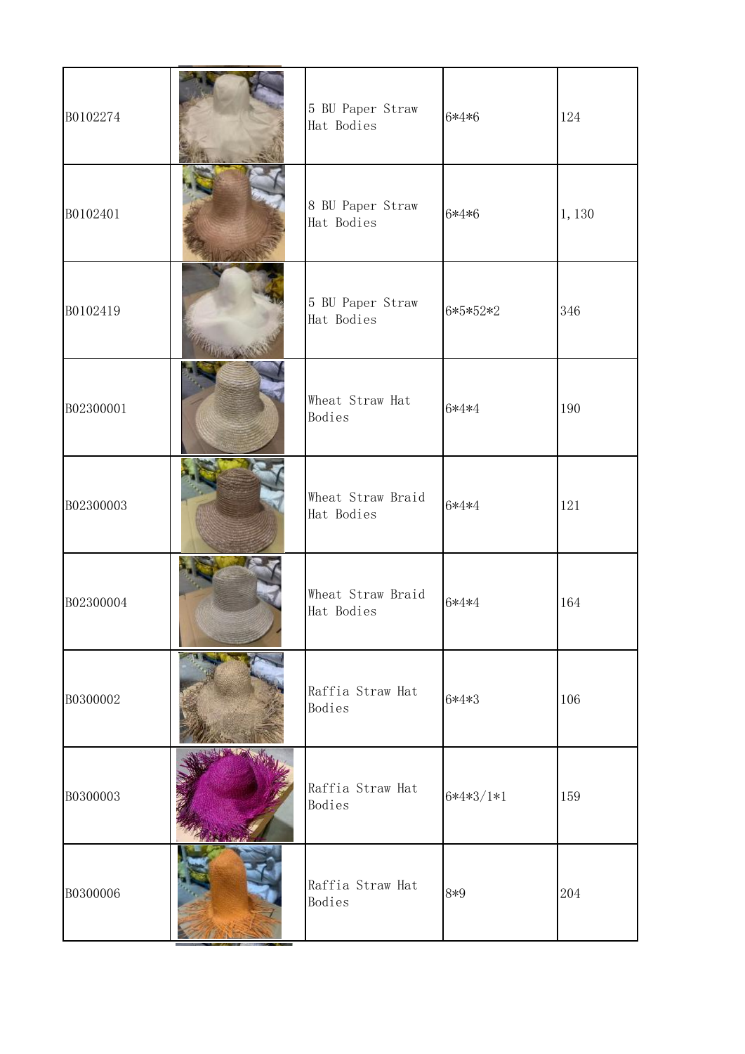| | | | | |
|---|---|---|---|---|
| B0102274 | | 5 BU Paper Straw Hat Bodies | 6*4*6 | 124 |
| B0102401 | | 8 BU Paper Straw Hat Bodies | 6*4*6 | 1,130 |
| B0102419 | | 5 BU Paper Straw Hat Bodies | 6*5*52*2 | 346 |
| B02300001 | | Wheat Straw Hat Bodies | 6*4*4 | 190 |
| B02300003 | | Wheat Straw Braid Hat Bodies | 6*4*4 | 121 |
| B02300004 | | Wheat Straw Braid Hat Bodies | 6*4*4 | 164 |
| B0300002 | | Raffia Straw Hat Bodies | 6*4*3 | 106 |
| B0300003 | | Raffia Straw Hat Bodies | 6*4*3/1*1 | 159 |
| B0300006 | | Raffia Straw Hat Bodies | 8*9 | 204 |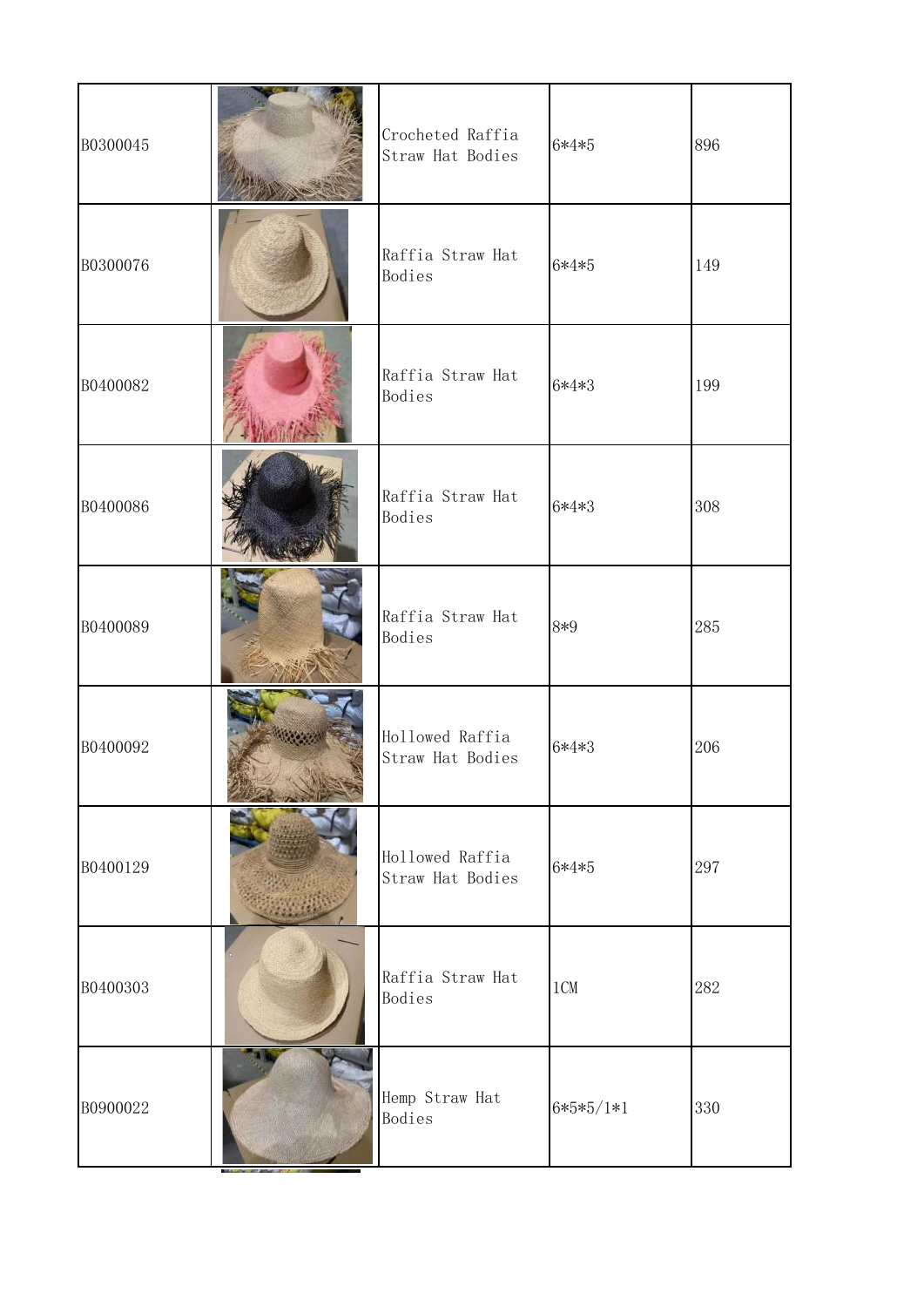| | | | | |
|---|---|---|---|---|
| B0300045 | | Crocheted Raffia Straw Hat Bodies | 6*4*5 | 896 |
| B0300076 | | Raffia Straw Hat Bodies | 6*4*5 | 149 |
| B0400082 | | Raffia Straw Hat Bodies | 6*4*3 | 199 |
| B0400086 | | Raffia Straw Hat Bodies | 6*4*3 | 308 |
| B0400089 | | Raffia Straw Hat Bodies | 8*9 | 285 |
| B0400092 | | Hollowed Raffia Straw Hat Bodies | 6*4*3 | 206 |
| B0400129 | | Hollowed Raffia Straw Hat Bodies | 6*4*5 | 297 |
| B0400303 | | Raffia Straw Hat Bodies | 1CM | 282 |
| B0900022 | | Hemp Straw Hat Bodies | 6*5*5/1*1 | 330 |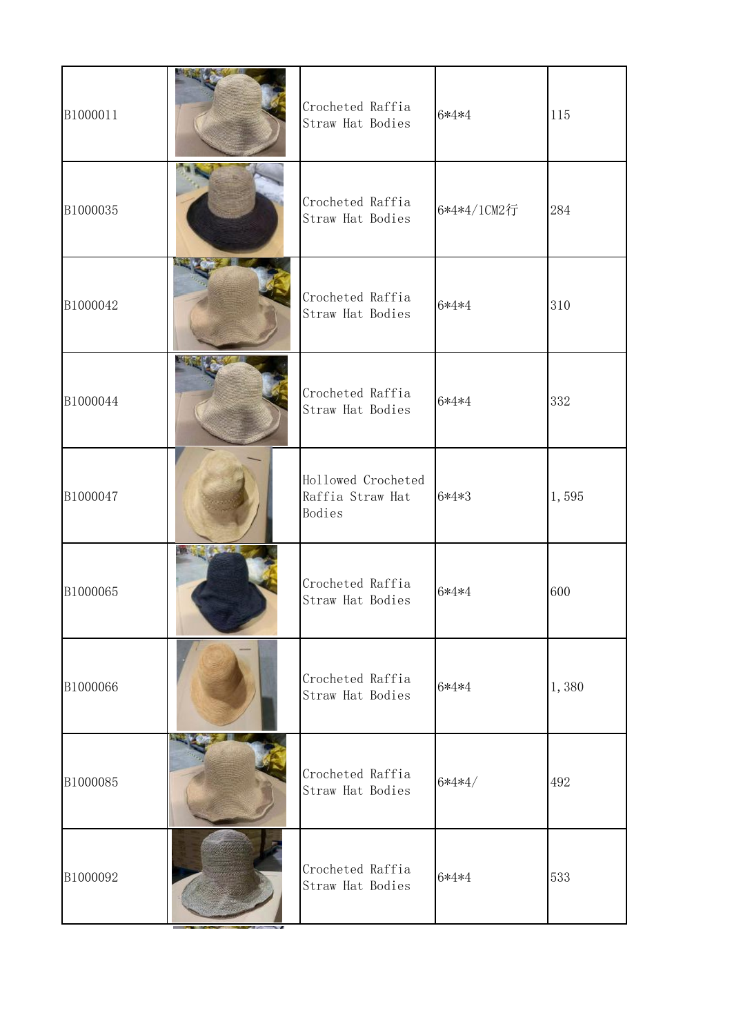| | | | | |
|---|---|---|---|---|
| B1000011 | | Crocheted Raffia Straw Hat Bodies | 6*4*4 | 115 |
| B1000035 | | Crocheted Raffia Straw Hat Bodies | 6*4*4/1CM2行 | 284 |
| B1000042 | | Crocheted Raffia Straw Hat Bodies | 6*4*4 | 310 |
| B1000044 | | Crocheted Raffia Straw Hat Bodies | 6*4*4 | 332 |
| B1000047 | | Hollowed Crocheted Raffia Straw Hat Bodies | 6*4*3 | 1,595 |
| B1000065 | | Crocheted Raffia Straw Hat Bodies | 6*4*4 | 600 |
| B1000066 | | Crocheted Raffia Straw Hat Bodies | 6*4*4 | 1,380 |
| B1000085 | | Crocheted Raffia Straw Hat Bodies | 6*4*4/ | 492 |
| B1000092 | | Crocheted Raffia Straw Hat Bodies | 6*4*4 | 533 |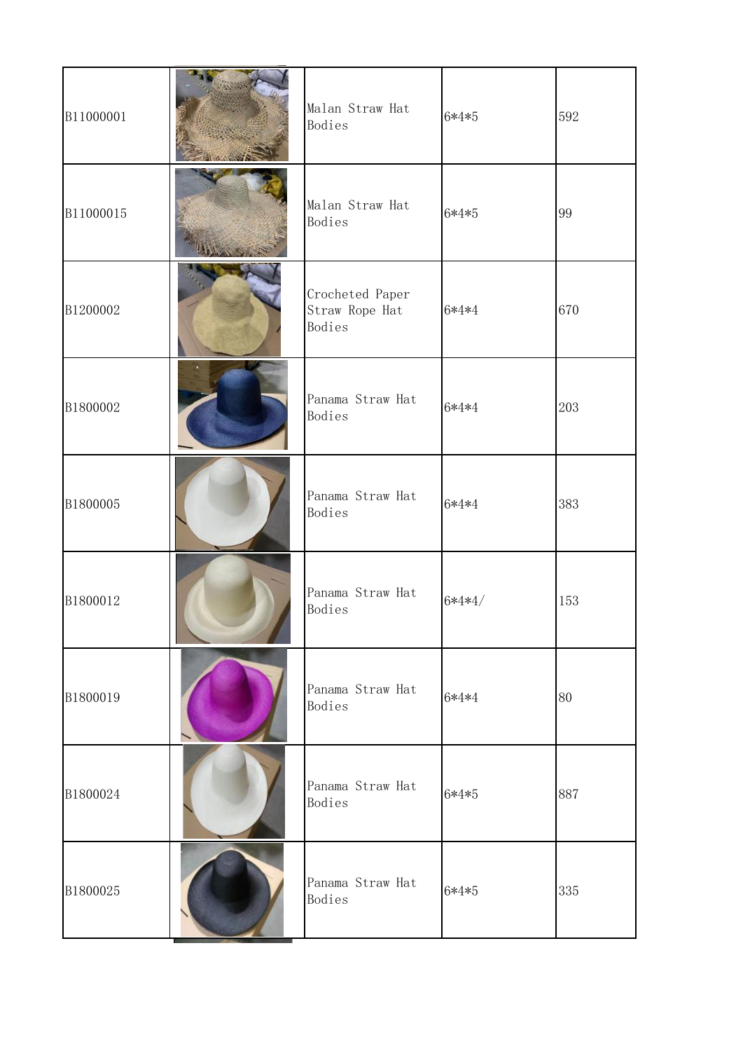| | | | | |
|---|---|---|---|---|
| B11000001 | | Malan Straw Hat Bodies | 6*4*5 | 592 |
| B11000015 | | Malan Straw Hat Bodies | 6*4*5 | 99 |
| B1200002 | | Crocheted Paper Straw Rope Hat Bodies | 6*4*4 | 670 |
| B1800002 | | Panama Straw Hat Bodies | 6*4*4 | 203 |
| B1800005 | | Panama Straw Hat Bodies | 6*4*4 | 383 |
| B1800012 | | Panama Straw Hat Bodies | 6*4*4/ | 153 |
| B1800019 | | Panama Straw Hat Bodies | 6*4*4 | 80 |
| B1800024 | | Panama Straw Hat Bodies | 6*4*5 | 887 |
| B1800025 | | Panama Straw Hat Bodies | 6*4*5 | 335 |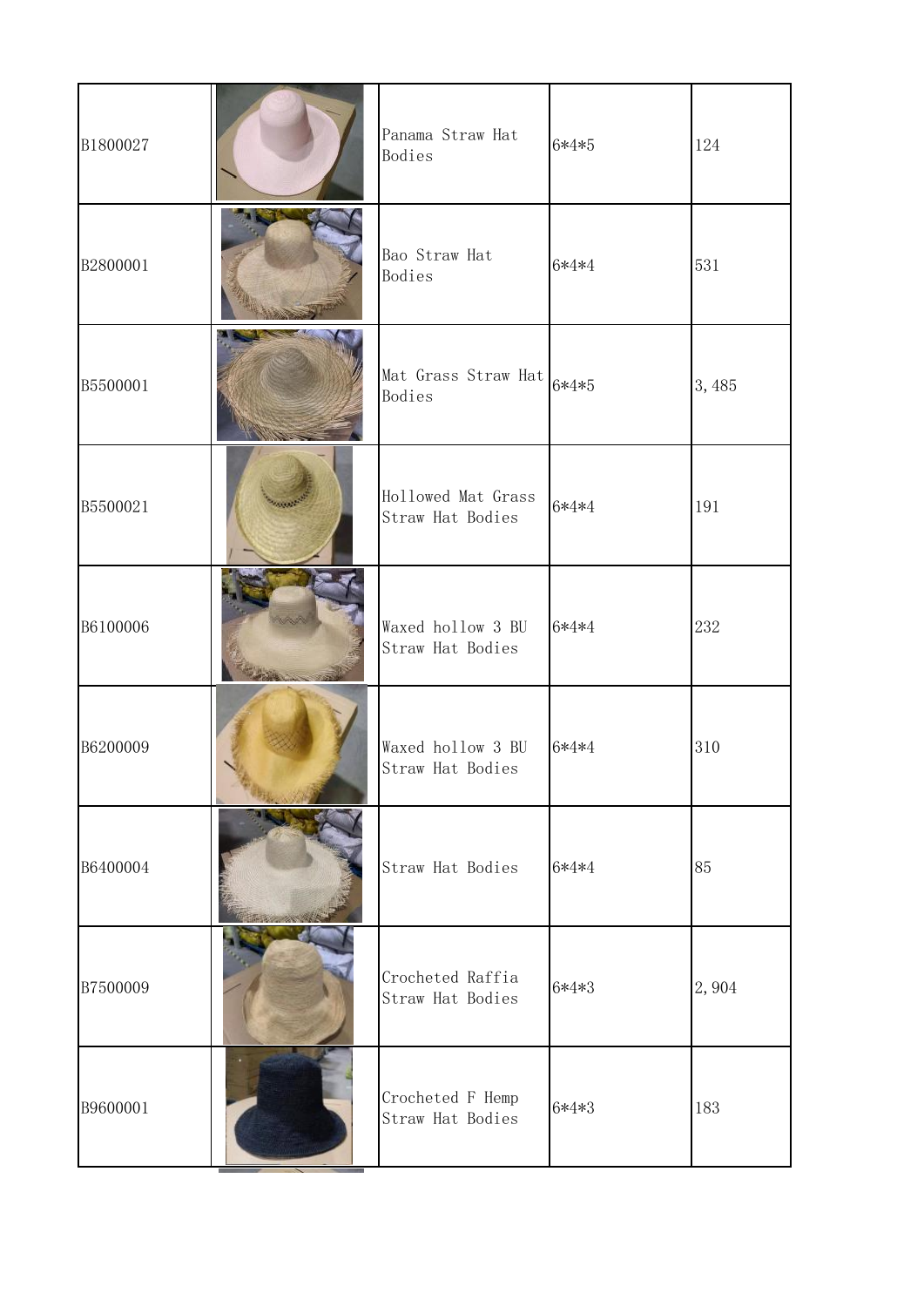| | | | | |
|---|---|---|---|---|
| B1800027 | | Panama Straw Hat Bodies | 6*4*5 | 124 |
| B2800001 | | Bao Straw Hat Bodies | 6*4*4 | 531 |
| B5500001 | | Mat Grass Straw Hat Bodies | 6*4*5 | 3,485 |
| B5500021 | | Hollowed Mat Grass Straw Hat Bodies | 6*4*4 | 191 |
| B6100006 | | Waxed hollow 3 BU Straw Hat Bodies | 6*4*4 | 232 |
| B6200009 | | Waxed hollow 3 BU Straw Hat Bodies | 6*4*4 | 310 |
| B6400004 | | Straw Hat Bodies | 6*4*4 | 85 |
| B7500009 | | Crocheted Raffia Straw Hat Bodies | 6*4*3 | 2,904 |
| B9600001 | | Crocheted F Hemp Straw Hat Bodies | 6*4*3 | 183 |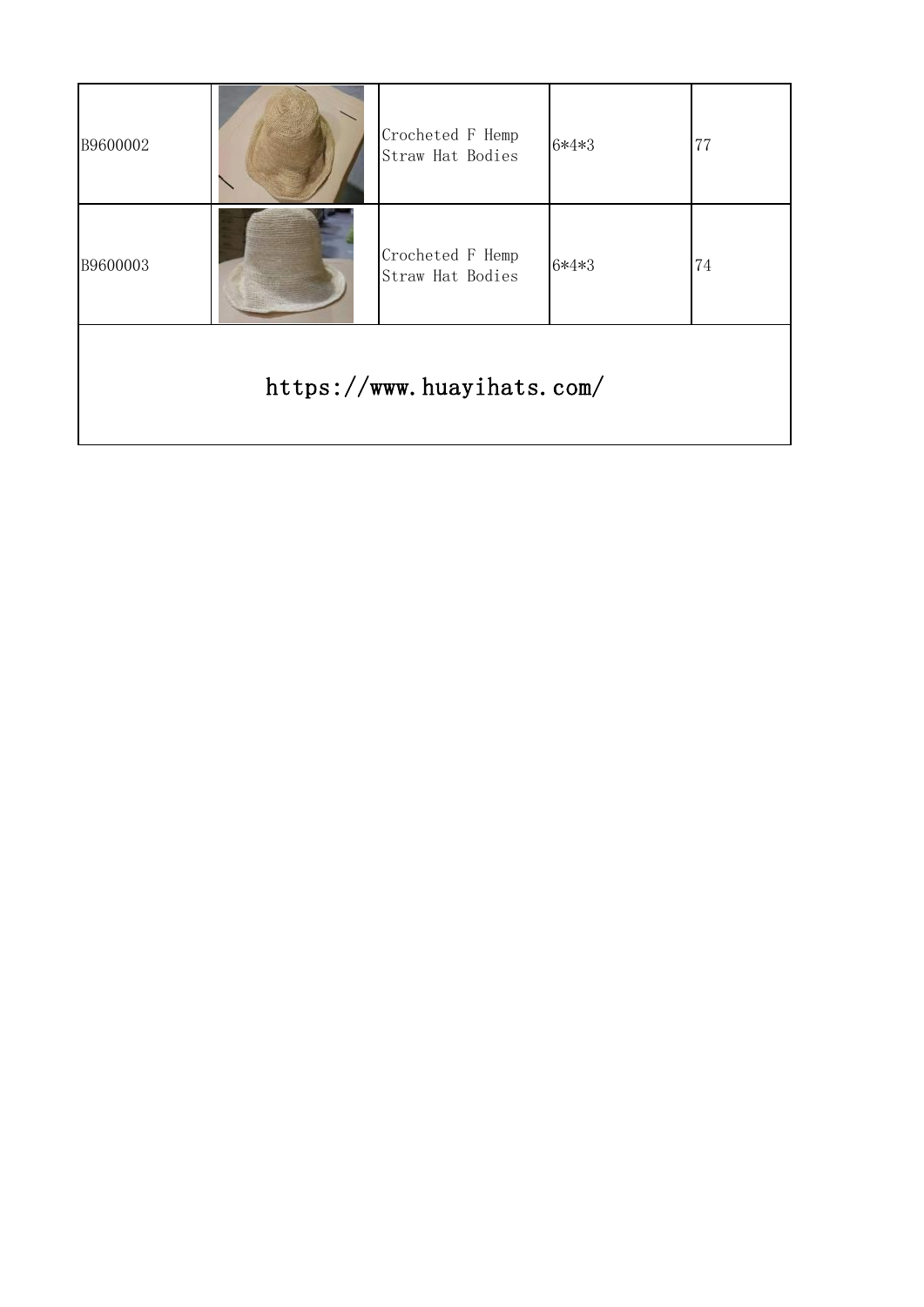| | | | | |
|---|---|---|---|---|
| B9600002 | | Crocheted F Hemp Straw Hat Bodies | 6*4*3 | 77 |
| B9600003 | | Crocheted F Hemp Straw Hat Bodies | 6*4*3 | 74 |
| https://www.huayihats.com/ | | | | |